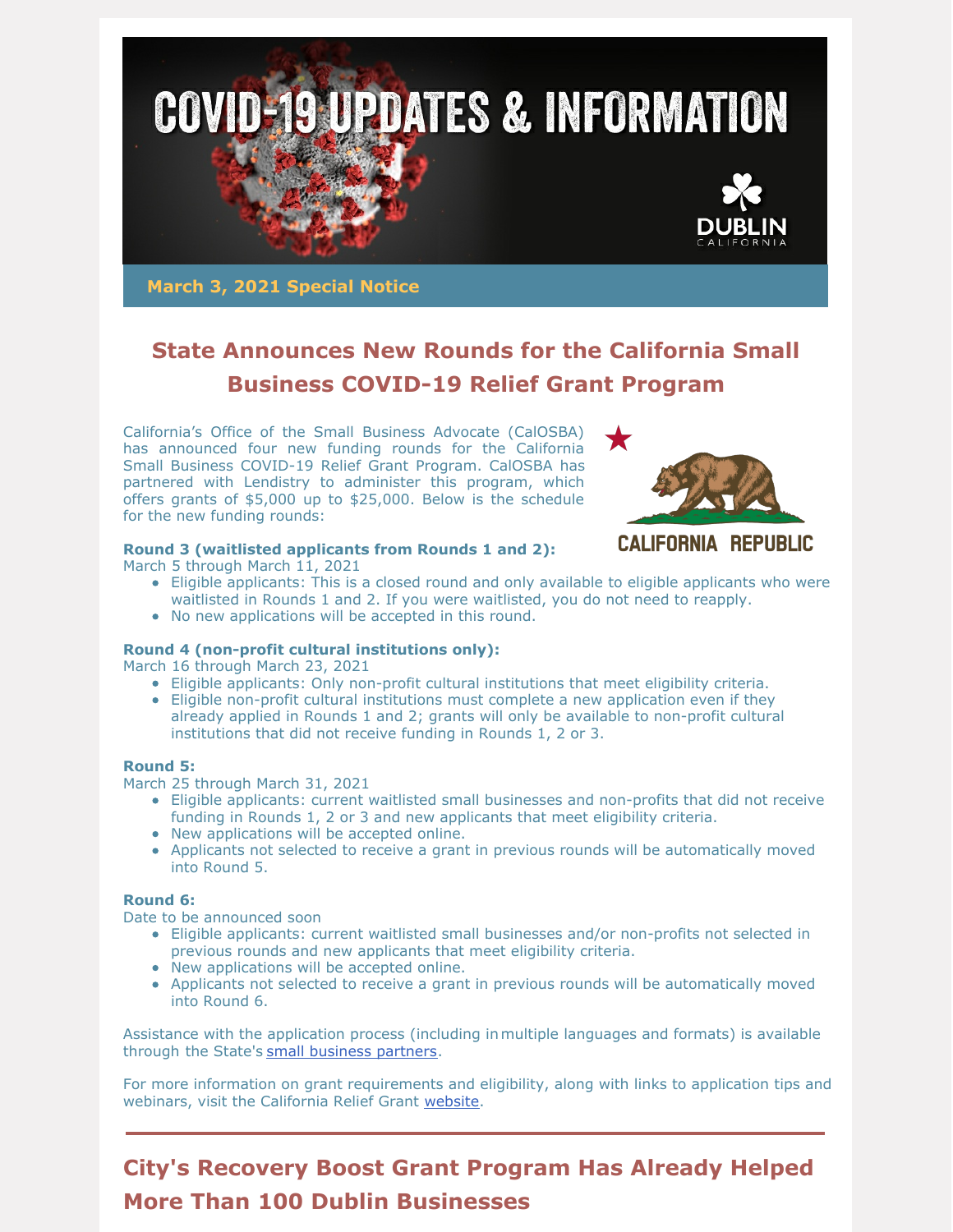# COVID-19 UPDATES & INFORMATION

**March 3, 2021 Special Notice**

## State Announces New Rounds for the California Small Business COVID-19 Relief Grant Program

California's Office of the Small Business Advocate (CalOSBA) has announced four new funding rounds for the California Small Business COVID-19 Relief Grant Program. CalOSBA has partnered with Lendistry to administer this program, which offers grants of $5,000 up to $25,000. Below is the schedule for the new funding rounds:

**Round 3 (waitlisted applicants from Rounds 1 and 2):**
March 5 through March 11, 2021

- Eligible applicants: This is a closed round and only available to eligible applicants who were waitlisted in Rounds 1 and 2. If you were waitlisted, you do not need to reapply.
- No new applications will be accepted in this round.

**Round 4 (non-profit cultural institutions only):**
March 16 through March 23, 2021

- Eligible applicants: Only non-profit cultural institutions that meet eligibility criteria.
- Eligible non-profit cultural institutions must complete a new application even if they already applied in Rounds 1 and 2; grants will only be available to non-profit cultural institutions that did not receive funding in Rounds 1, 2 or 3.

**Round 5:**
March 25 through March 31, 2021

- Eligible applicants: current waitlisted small businesses and non-profits that did not receive funding in Rounds 1, 2 or 3 and new applicants that meet eligibility criteria.
- New applications will be accepted online.
- Applicants not selected to receive a grant in previous rounds will be automatically moved into Round 5.

**Round 6:**
Date to be announced soon

- Eligible applicants: current waitlisted small businesses and/or non-profits not selected in previous rounds and new applicants that meet eligibility criteria.
- New applications will be accepted online.
- Applicants not selected to receive a grant in previous rounds will be automatically moved into Round 6.

Assistance with the application process (including in multiple languages and formats) is available through the State's small business partners.

For more information on grant requirements and eligibility, along with links to application tips and webinars, visit the California Relief Grant website.

## City's Recovery Boost Grant Program Has Already Helped More Than 100 Dublin Businesses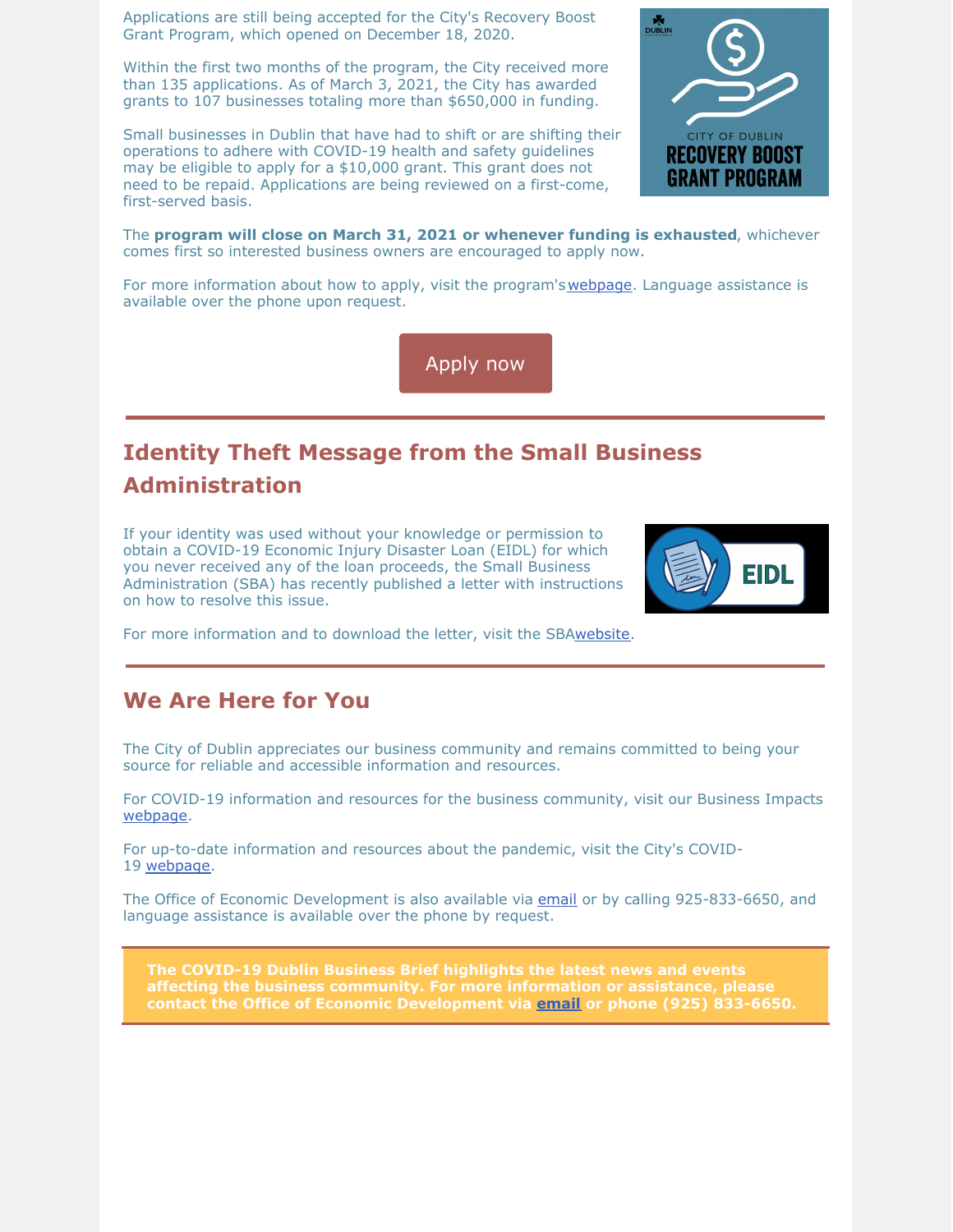Applications are still being accepted for the City's Recovery Boost Grant Program, which opened on December 18, 2020.

Within the first two months of the program, the City received more than 135 applications. As of March 3, 2021, the City has awarded grants to 107 businesses totaling more than $650,000 in funding.

Small businesses in Dublin that have had to shift or are shifting their operations to adhere with COVID-19 health and safety guidelines may be eligible to apply for a $10,000 grant. This grant does not need to be repaid. Applications are being reviewed on a first-come, first-served basis.

The **program will close on March 31, 2021 or whenever funding is exhausted**, whichever comes first so interested business owners are encouraged to apply now.

For more information about how to apply, visit the program's webpage. Language assistance is available over the phone upon request.

Apply now

## Identity Theft Message from the Small Business Administration

If your identity was used without your knowledge or permission to obtain a COVID-19 Economic Injury Disaster Loan (EIDL) for which you never received any of the loan proceeds, the Small Business Administration (SBA) has recently published a letter with instructions on how to resolve this issue.

For more information and to download the letter, visit the SBA website.

## We Are Here for You

The City of Dublin appreciates our business community and remains committed to being your source for reliable and accessible information and resources.

For COVID-19 information and resources for the business community, visit our Business Impacts webpage.

For up-to-date information and resources about the pandemic, visit the City's COVID-19 webpage.

The Office of Economic Development is also available via email or by calling 925-833-6650, and language assistance is available over the phone by request.

**The COVID-19 Dublin Business Brief highlights the latest news and events affecting the business community. For more information or assistance, please contact the Office of Economic Development via email or phone (925) 833-6650.**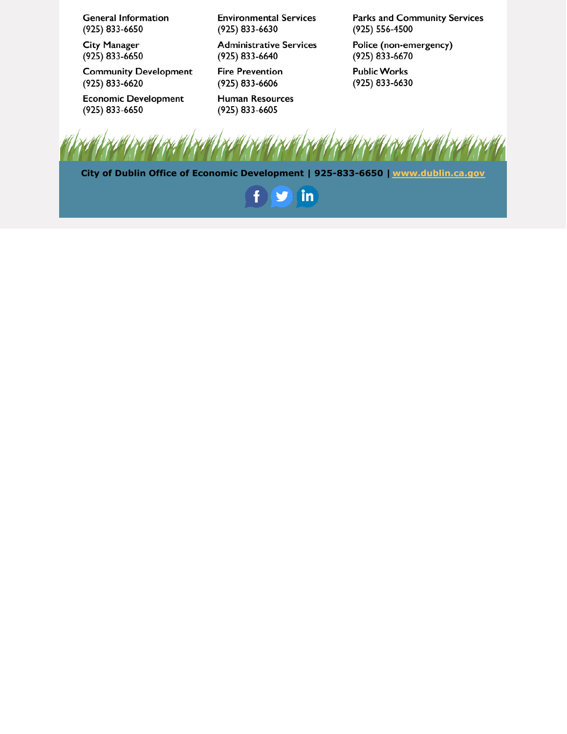**General Information**
(925) 833-6650

**City Manager**
(925) 833-6650

**Community Development**
(925) 833-6620

**Economic Development**
(925) 833-6650

**Environmental Services**
(925) 833-6630

**Administrative Services**
(925) 833-6640

**Fire Prevention**
(925) 833-6606

**Human Resources**
(925) 833-6605

**Parks and Community Services**
(925) 556-4500

**Police (non-emergency)**
(925) 833-6670

**Public Works**
(925) 833-6630

**City of Dublin Office of Economic Development | 925-833-6650 | www.dublin.ca.gov**